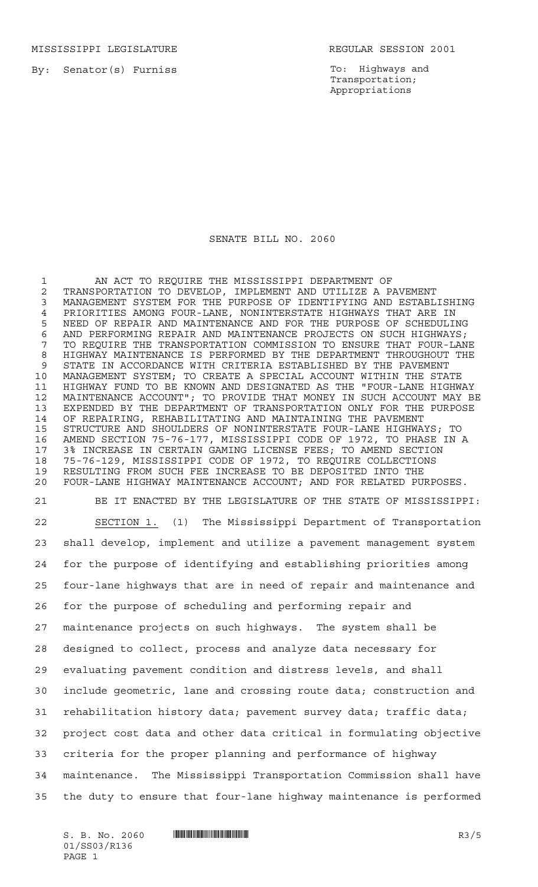MISSISSIPPI LEGISLATURE REGULAR SESSION 2001

By: Senator(s) Furniss

To: Highways and Transportation; Appropriations

# SENATE BILL NO. 2060

AN ACT TO REQUIRE THE MISSISSIPPI DEPARTMENT OF TRANSPORTATION TO DEVELOP, IMPLEMENT AND UTILIZE A PAVEMENT MANAGEMENT SYSTEM FOR THE PURPOSE OF IDENTIFYING AND ESTABLISHING PRIORITIES AMONG FOUR-LANE, NONINTERSTATE HIGHWAYS THAT ARE IN NEED OF REPAIR AND MAINTENANCE AND FOR THE PURPOSE OF SCHEDULING AND PERFORMING REPAIR AND MAINTENANCE PROJECTS ON SUCH HIGHWAYS; TO REQUIRE THE TRANSPORTATION COMMISSION TO ENSURE THAT FOUR-LANE HIGHWAY MAINTENANCE IS PERFORMED BY THE DEPARTMENT THROUGHOUT THE STATE IN ACCORDANCE WITH CRITERIA ESTABLISHED BY THE PAVEMENT MANAGEMENT SYSTEM; TO CREATE A SPECIAL ACCOUNT WITHIN THE STATE HIGHWAY FUND TO BE KNOWN AND DESIGNATED AS THE "FOUR-LANE HIGHWAY MAINTENANCE ACCOUNT"; TO PROVIDE THAT MONEY IN SUCH ACCOUNT MAY BE EXPENDED BY THE DEPARTMENT OF TRANSPORTATION ONLY FOR THE PURPOSE OF REPAIRING, REHABILITATING AND MAINTAINING THE PAVEMENT STRUCTURE AND SHOULDERS OF NONINTERSTATE FOUR-LANE HIGHWAYS; TO AMEND SECTION 75-76-177, MISSISSIPPI CODE OF 1972, TO PHASE IN A 3% INCREASE IN CERTAIN GAMING LICENSE FEES; TO AMEND SECTION 75-76-129, MISSISSIPPI CODE OF 1972, TO REQUIRE COLLECTIONS RESULTING FROM SUCH FEE INCREASE TO BE DEPOSITED INTO THE FOUR-LANE HIGHWAY MAINTENANCE ACCOUNT; AND FOR RELATED PURPOSES.

BE IT ENACTED BY THE LEGISLATURE OF THE STATE OF MISSISSIPPI:

SECTION 1. (1) The Mississippi Department of Transportation shall develop, implement and utilize a pavement management system for the purpose of identifying and establishing priorities among four-lane highways that are in need of repair and maintenance and for the purpose of scheduling and performing repair and maintenance projects on such highways. The system shall be designed to collect, process and analyze data necessary for evaluating pavement condition and distress levels, and shall include geometric, lane and crossing route data; construction and rehabilitation history data; pavement survey data; traffic data; project cost data and other data critical in formulating objective criteria for the proper planning and performance of highway maintenance. The Mississippi Transportation Commission shall have the duty to ensure that four-lane highway maintenance is performed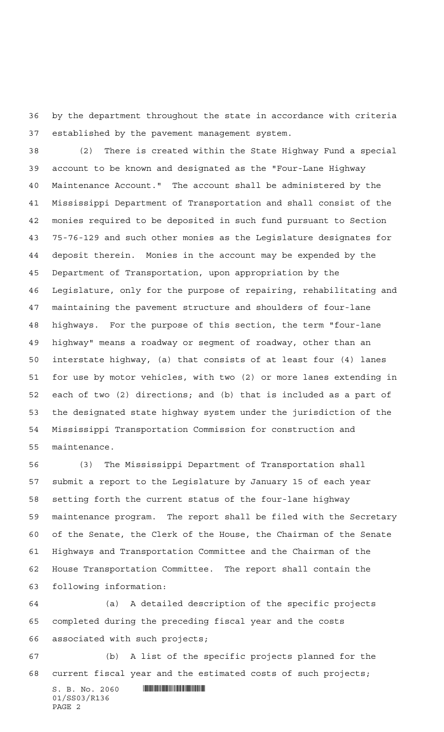by the department throughout the state in accordance with criteria established by the pavement management system.

(2) There is created within the State Highway Fund a special account to be known and designated as the "Four-Lane Highway Maintenance Account." The account shall be administered by the Mississippi Department of Transportation and shall consist of the monies required to be deposited in such fund pursuant to Section 75-76-129 and such other monies as the Legislature designates for deposit therein. Monies in the account may be expended by the Department of Transportation, upon appropriation by the Legislature, only for the purpose of repairing, rehabilitating and maintaining the pavement structure and shoulders of four-lane highways. For the purpose of this section, the term "four-lane highway" means a roadway or segment of roadway, other than an interstate highway, (a) that consists of at least four (4) lanes for use by motor vehicles, with two (2) or more lanes extending in each of two (2) directions; and (b) that is included as a part of the designated state highway system under the jurisdiction of the Mississippi Transportation Commission for construction and maintenance.

(3) The Mississippi Department of Transportation shall submit a report to the Legislature by January 15 of each year setting forth the current status of the four-lane highway maintenance program. The report shall be filed with the Secretary of the Senate, the Clerk of the House, the Chairman of the Senate Highways and Transportation Committee and the Chairman of the House Transportation Committee. The report shall contain the following information:

(a) A detailed description of the specific projects completed during the preceding fiscal year and the costs associated with such projects;

(b) A list of the specific projects planned for the current fiscal year and the estimated costs of such projects;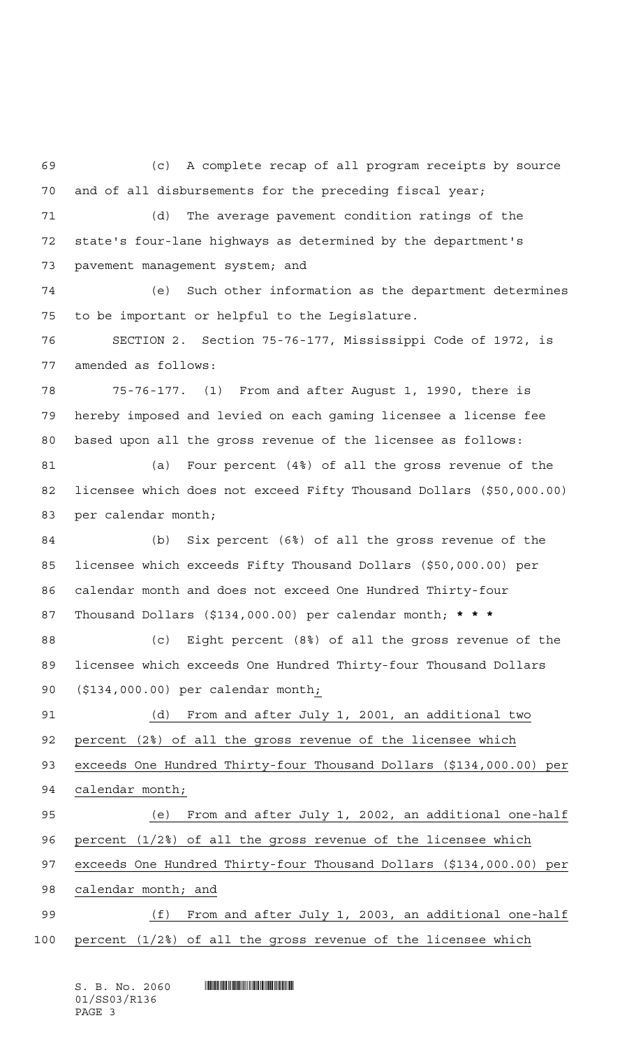(c) A complete recap of all program receipts by source and of all disbursements for the preceding fiscal year;

(d) The average pavement condition ratings of the state's four-lane highways as determined by the department's pavement management system; and

(e) Such other information as the department determines to be important or helpful to the Legislature.

SECTION 2. Section 75-76-177, Mississippi Code of 1972, is amended as follows:

75-76-177. (1) From and after August 1, 1990, there is hereby imposed and levied on each gaming licensee a license fee based upon all the gross revenue of the licensee as follows:

(a) Four percent (4%) of all the gross revenue of the licensee which does not exceed Fifty Thousand Dollars ($50,000.00) per calendar month;

(b) Six percent (6%) of all the gross revenue of the licensee which exceeds Fifty Thousand Dollars ($50,000.00) per calendar month and does not exceed One Hundred Thirty-four Thousand Dollars ($134,000.00) per calendar month; **\* \* \***

(c) Eight percent (8%) of all the gross revenue of the licensee which exceeds One Hundred Thirty-four Thousand Dollars ($134,000.00) per calendar month<u>;</u>

<u>(d) From and after July 1, 2001, an additional two percent (2%) of all the gross revenue of the licensee which exceeds One Hundred Thirty-four Thousand Dollars ($134,000.00) per calendar month;</u>

<u>(e) From and after July 1, 2002, an additional one-half percent (1/2%) of all the gross revenue of the licensee which exceeds One Hundred Thirty-four Thousand Dollars ($134,000.00) per calendar month; and</u>

<u>(f) From and after July 1, 2003, an additional one-half percent (1/2%) of all the gross revenue of the licensee which</u>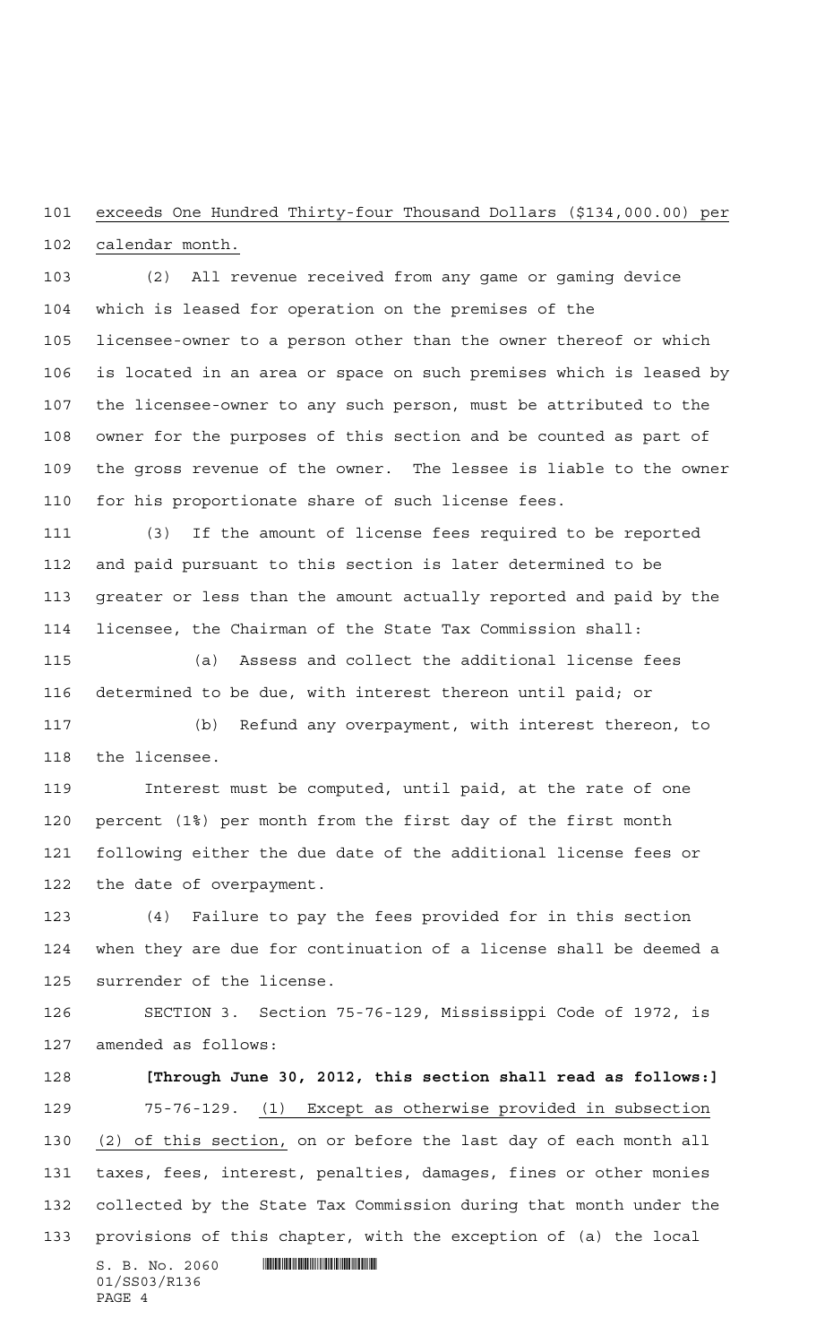exceeds One Hundred Thirty-four Thousand Dollars ($134,000.00) per calendar month.

(2) All revenue received from any game or gaming device which is leased for operation on the premises of the licensee-owner to a person other than the owner thereof or which is located in an area or space on such premises which is leased by the licensee-owner to any such person, must be attributed to the owner for the purposes of this section and be counted as part of the gross revenue of the owner. The lessee is liable to the owner for his proportionate share of such license fees.

(3) If the amount of license fees required to be reported and paid pursuant to this section is later determined to be greater or less than the amount actually reported and paid by the licensee, the Chairman of the State Tax Commission shall:

(a) Assess and collect the additional license fees determined to be due, with interest thereon until paid; or

(b) Refund any overpayment, with interest thereon, to the licensee.

Interest must be computed, until paid, at the rate of one percent (1%) per month from the first day of the first month following either the due date of the additional license fees or the date of overpayment.

(4) Failure to pay the fees provided for in this section when they are due for continuation of a license shall be deemed a surrender of the license.

SECTION 3. Section 75-76-129, Mississippi Code of 1972, is amended as follows:

**[Through June 30, 2012, this section shall read as follows:]**

75-76-129. (1) Except as otherwise provided in subsection (2) of this section, on or before the last day of each month all taxes, fees, interest, penalties, damages, fines or other monies collected by the State Tax Commission during that month under the provisions of this chapter, with the exception of (a) the local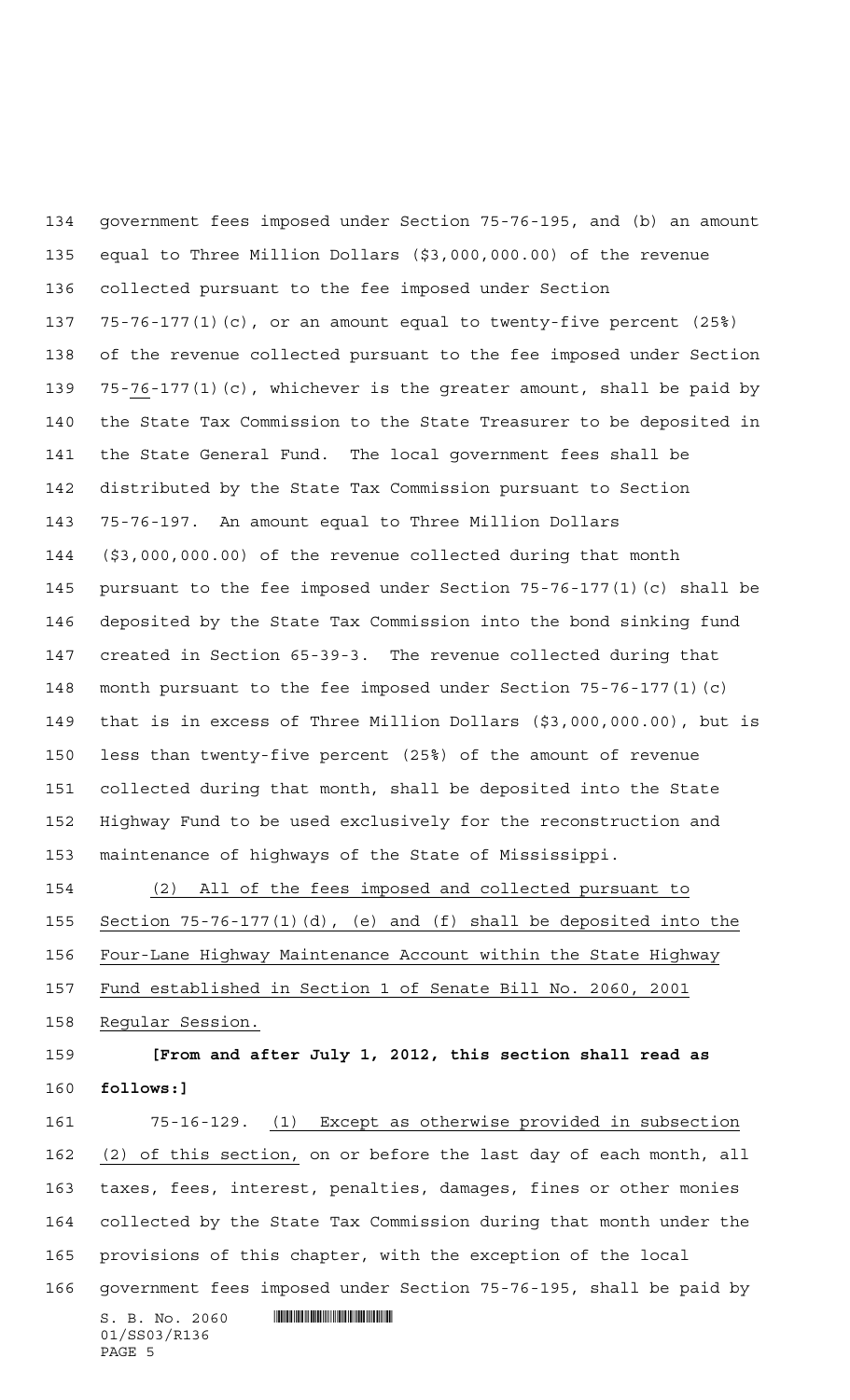government fees imposed under Section 75-76-195, and (b) an amount equal to Three Million Dollars ($3,000,000.00) of the revenue collected pursuant to the fee imposed under Section 75-76-177(1)(c), or an amount equal to twenty-five percent (25%) of the revenue collected pursuant to the fee imposed under Section 75-<u>76</u>-177(1)(c), whichever is the greater amount, shall be paid by the State Tax Commission to the State Treasurer to be deposited in the State General Fund. The local government fees shall be distributed by the State Tax Commission pursuant to Section 75-76-197. An amount equal to Three Million Dollars ($3,000,000.00) of the revenue collected during that month pursuant to the fee imposed under Section 75-76-177(1)(c) shall be deposited by the State Tax Commission into the bond sinking fund created in Section 65-39-3. The revenue collected during that month pursuant to the fee imposed under Section 75-76-177(1)(c) that is in excess of Three Million Dollars ($3,000,000.00), but is less than twenty-five percent (25%) of the amount of revenue collected during that month, shall be deposited into the State Highway Fund to be used exclusively for the reconstruction and maintenance of highways of the State of Mississippi.

<u>(2) All of the fees imposed and collected pursuant to Section 75-76-177(1)(d), (e) and (f) shall be deposited into the Four-Lane Highway Maintenance Account within the State Highway Fund established in Section 1 of Senate Bill No. 2060, 2001 Regular Session.</u>

**[From and after July 1, 2012, this section shall read as follows:]**

75-16-129. <u>(1) Except as otherwise provided in subsection (2) of this section,</u> on or before the last day of each month, all taxes, fees, interest, penalties, damages, fines or other monies collected by the State Tax Commission during that month under the provisions of this chapter, with the exception of the local government fees imposed under Section 75-76-195, shall be paid by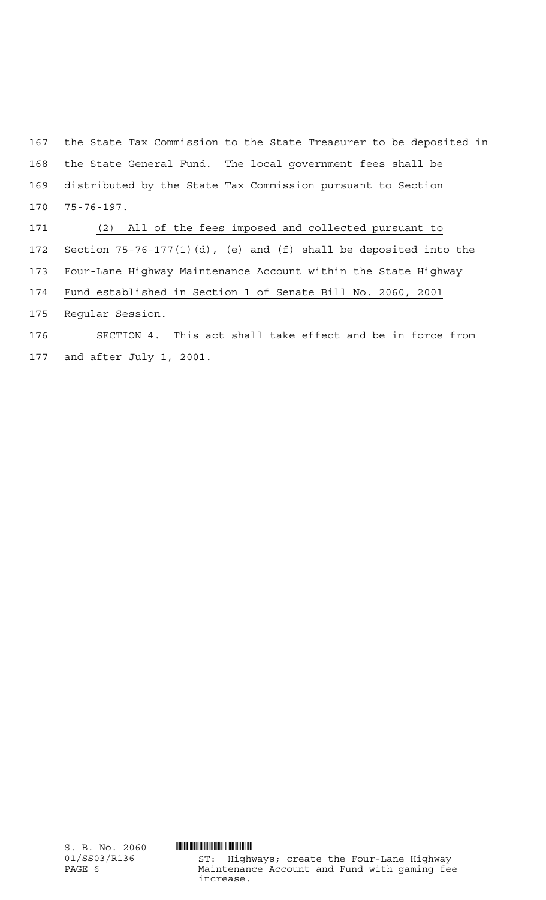the State Tax Commission to the State Treasurer to be deposited in the State General Fund. The local government fees shall be distributed by the State Tax Commission pursuant to Section 75-76-197.

(2) All of the fees imposed and collected pursuant to Section 75-76-177(1)(d), (e) and (f) shall be deposited into the Four-Lane Highway Maintenance Account within the State Highway Fund established in Section 1 of Senate Bill No. 2060, 2001 Regular Session.

SECTION 4. This act shall take effect and be in force from and after July 1, 2001.

ST: Highways; create the Four-Lane Highway Maintenance Account and Fund with gaming fee increase.